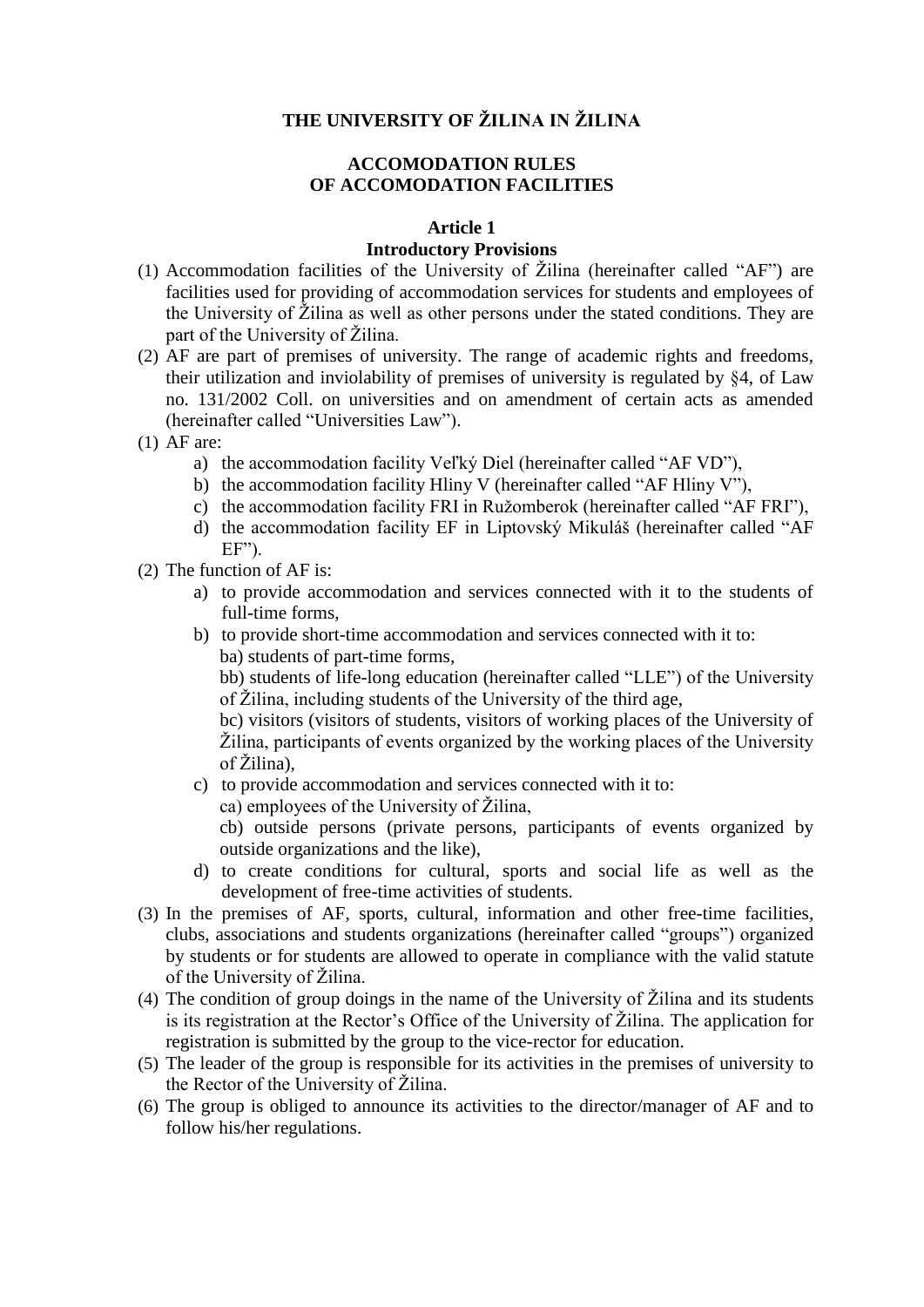# THE UNIVERSITY OF ŽILINA IN ŽILINA

## ACCOMODATION RULES OF ACCOMODATION FACILITIES

### Article 1
### Introductory Provisions

(1) Accommodation facilities of the University of Žilina (hereinafter called "AF") are facilities used for providing of accommodation services for students and employees of the University of Žilina as well as other persons under the stated conditions. They are part of the University of Žilina.

(2) AF are part of premises of university. The range of academic rights and freedoms, their utilization and inviolability of premises of university is regulated by §4, of Law no. 131/2002 Coll. on universities and on amendment of certain acts as amended (hereinafter called "Universities Law").

(1) AF are:
   a) the accommodation facility Veľký Diel (hereinafter called "AF VD"),
   b) the accommodation facility Hliny V (hereinafter called "AF Hliny V"),
   c) the accommodation facility FRI in Ružomberok (hereinafter called "AF FRI"),
   d) the accommodation facility EF in Liptovský Mikuláš (hereinafter called "AF EF").

(2) The function of AF is:
   a) to provide accommodation and services connected with it to the students of full-time forms,
   b) to provide short-time accommodation and services connected with it to:
      ba) students of part-time forms,
      bb) students of life-long education (hereinafter called "LLE") of the University of Žilina, including students of the University of the third age,
      bc) visitors (visitors of students, visitors of working places of the University of Žilina, participants of events organized by the working places of the University of Žilina),
   c) to provide accommodation and services connected with it to:
      ca) employees of the University of Žilina,
      cb) outside persons (private persons, participants of events organized by outside organizations and the like),
   d) to create conditions for cultural, sports and social life as well as the development of free-time activities of students.

(3) In the premises of AF, sports, cultural, information and other free-time facilities, clubs, associations and students organizations (hereinafter called "groups") organized by students or for students are allowed to operate in compliance with the valid statute of the University of Žilina.

(4) The condition of group doings in the name of the University of Žilina and its students is its registration at the Rector's Office of the University of Žilina. The application for registration is submitted by the group to the vice-rector for education.

(5) The leader of the group is responsible for its activities in the premises of university to the Rector of the University of Žilina.

(6) The group is obliged to announce its activities to the director/manager of AF and to follow his/her regulations.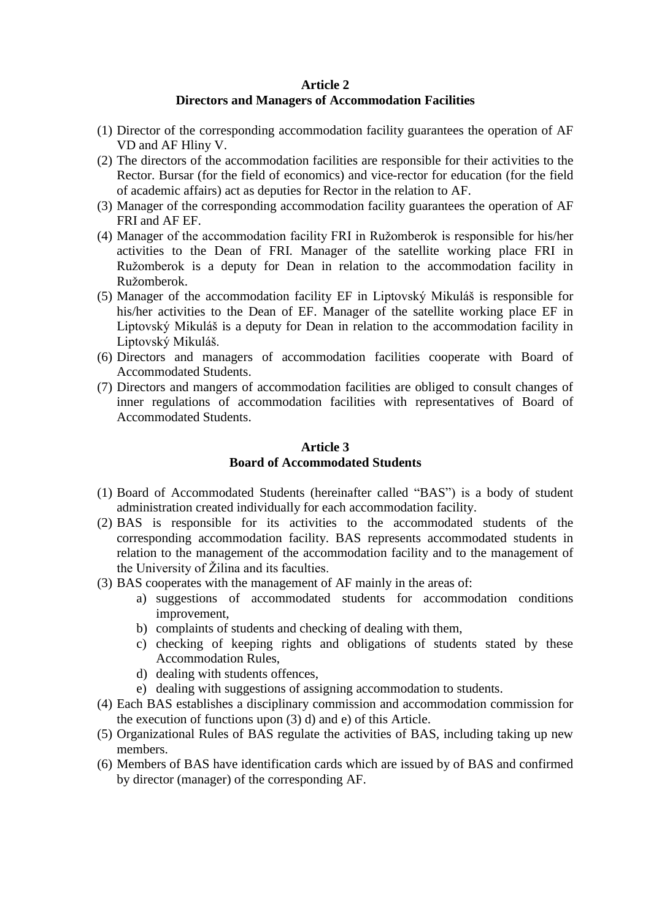## Article 2
## Directors and Managers of Accommodation Facilities

(1) Director of the corresponding accommodation facility guarantees the operation of AF VD and AF Hliny V.
(2) The directors of the accommodation facilities are responsible for their activities to the Rector. Bursar (for the field of economics) and vice-rector for education (for the field of academic affairs) act as deputies for Rector in the relation to AF.
(3) Manager of the corresponding accommodation facility guarantees the operation of AF FRI and AF EF.
(4) Manager of the accommodation facility FRI in Ružomberok is responsible for his/her activities to the Dean of FRI. Manager of the satellite working place FRI in Ružomberok is a deputy for Dean in relation to the accommodation facility in Ružomberok.
(5) Manager of the accommodation facility EF in Liptovský Mikuláš is responsible for his/her activities to the Dean of EF. Manager of the satellite working place EF in Liptovský Mikuláš is a deputy for Dean in relation to the accommodation facility in Liptovský Mikuláš.
(6) Directors and managers of accommodation facilities cooperate with Board of Accommodated Students.
(7) Directors and mangers of accommodation facilities are obliged to consult changes of inner regulations of accommodation facilities with representatives of Board of Accommodated Students.

## Article 3
## Board of Accommodated Students

(1) Board of Accommodated Students (hereinafter called "BAS") is a body of student administration created individually for each accommodation facility.
(2) BAS is responsible for its activities to the accommodated students of the corresponding accommodation facility. BAS represents accommodated students in relation to the management of the accommodation facility and to the management of the University of Žilina and its faculties.
(3) BAS cooperates with the management of AF mainly in the areas of:
    a) suggestions of accommodated students for accommodation conditions improvement,
    b) complaints of students and checking of dealing with them,
    c) checking of keeping rights and obligations of students stated by these Accommodation Rules,
    d) dealing with students offences,
    e) dealing with suggestions of assigning accommodation to students.
(4) Each BAS establishes a disciplinary commission and accommodation commission for the execution of functions upon (3) d) and e) of this Article.
(5) Organizational Rules of BAS regulate the activities of BAS, including taking up new members.
(6) Members of BAS have identification cards which are issued by of BAS and confirmed by director (manager) of the corresponding AF.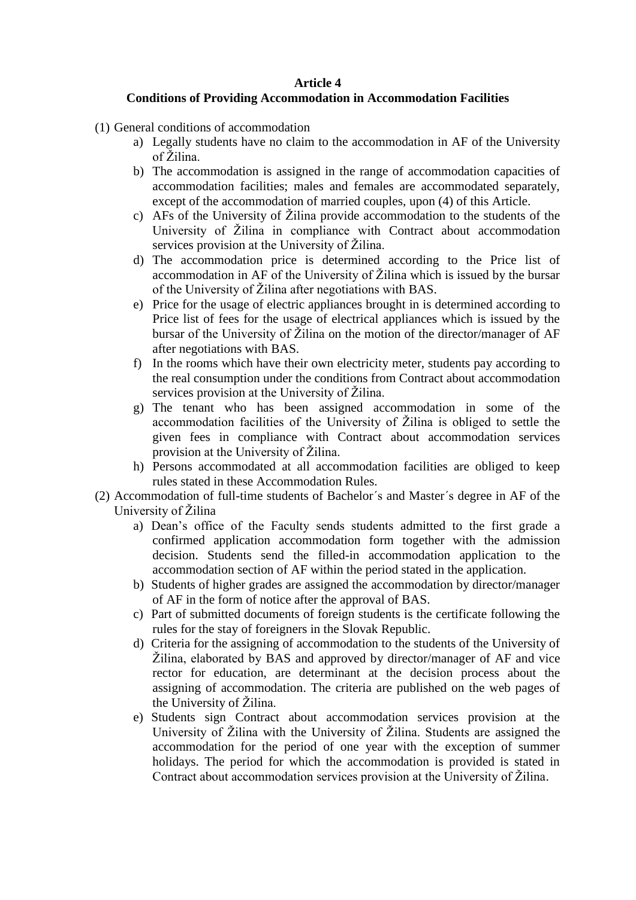**Article 4**

**Conditions of Providing Accommodation in Accommodation Facilities**

(1) General conditions of accommodation

a) Legally students have no claim to the accommodation in AF of the University of Žilina.

b) The accommodation is assigned in the range of accommodation capacities of accommodation facilities; males and females are accommodated separately, except of the accommodation of married couples, upon (4) of this Article.

c) AFs of the University of Žilina provide accommodation to the students of the University of Žilina in compliance with Contract about accommodation services provision at the University of Žilina.

d) The accommodation price is determined according to the Price list of accommodation in AF of the University of Žilina which is issued by the bursar of the University of Žilina after negotiations with BAS.

e) Price for the usage of electric appliances brought in is determined according to Price list of fees for the usage of electrical appliances which is issued by the bursar of the University of Žilina on the motion of the director/manager of AF after negotiations with BAS.

f) In the rooms which have their own electricity meter, students pay according to the real consumption under the conditions from Contract about accommodation services provision at the University of Žilina.

g) The tenant who has been assigned accommodation in some of the accommodation facilities of the University of Žilina is obliged to settle the given fees in compliance with Contract about accommodation services provision at the University of Žilina.

h) Persons accommodated at all accommodation facilities are obliged to keep rules stated in these Accommodation Rules.

(2) Accommodation of full-time students of Bachelor´s and Master´s degree in AF of the University of Žilina

a) Dean's office of the Faculty sends students admitted to the first grade a confirmed application accommodation form together with the admission decision. Students send the filled-in accommodation application to the accommodation section of AF within the period stated in the application.

b) Students of higher grades are assigned the accommodation by director/manager of AF in the form of notice after the approval of BAS.

c) Part of submitted documents of foreign students is the certificate following the rules for the stay of foreigners in the Slovak Republic.

d) Criteria for the assigning of accommodation to the students of the University of Žilina, elaborated by BAS and approved by director/manager of AF and vice rector for education, are determinant at the decision process about the assigning of accommodation. The criteria are published on the web pages of the University of Žilina.

e) Students sign Contract about accommodation services provision at the University of Žilina with the University of Žilina. Students are assigned the accommodation for the period of one year with the exception of summer holidays. The period for which the accommodation is provided is stated in Contract about accommodation services provision at the University of Žilina.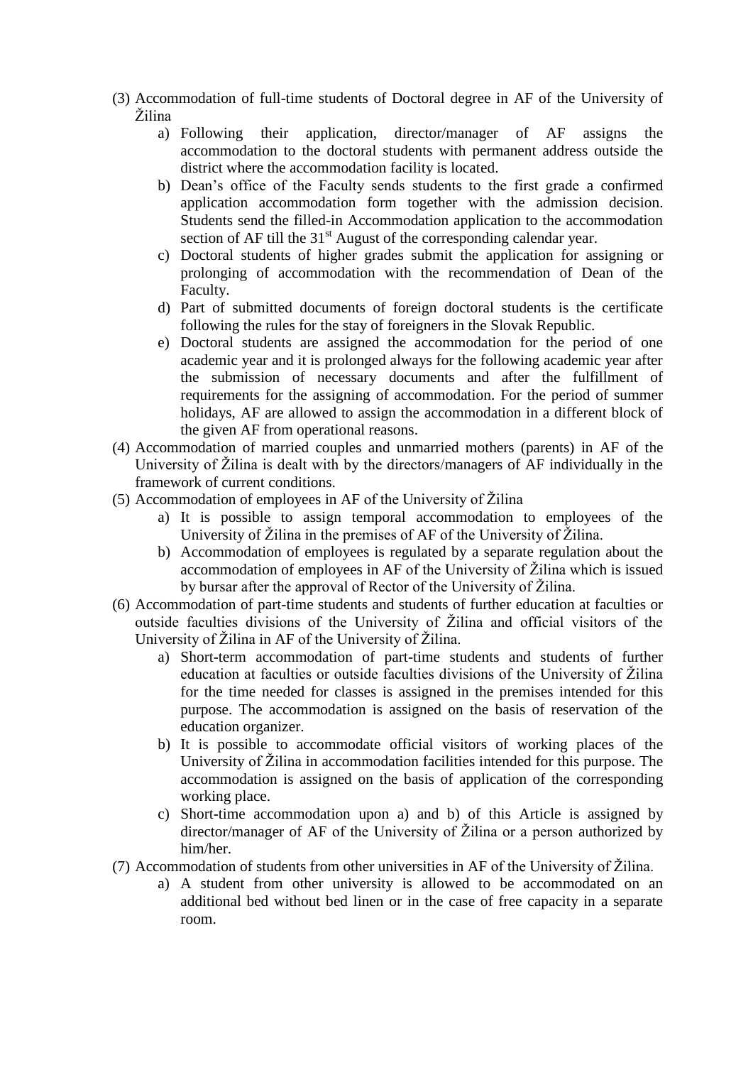(3) Accommodation of full-time students of Doctoral degree in AF of the University of Žilina

   a) Following their application, director/manager of AF assigns the accommodation to the doctoral students with permanent address outside the district where the accommodation facility is located.
   b) Dean's office of the Faculty sends students to the first grade a confirmed application accommodation form together with the admission decision. Students send the filled-in Accommodation application to the accommodation section of AF till the 31st August of the corresponding calendar year.
   c) Doctoral students of higher grades submit the application for assigning or prolonging of accommodation with the recommendation of Dean of the Faculty.
   d) Part of submitted documents of foreign doctoral students is the certificate following the rules for the stay of foreigners in the Slovak Republic.
   e) Doctoral students are assigned the accommodation for the period of one academic year and it is prolonged always for the following academic year after the submission of necessary documents and after the fulfillment of requirements for the assigning of accommodation. For the period of summer holidays, AF are allowed to assign the accommodation in a different block of the given AF from operational reasons.

(4) Accommodation of married couples and unmarried mothers (parents) in AF of the University of Žilina is dealt with by the directors/managers of AF individually in the framework of current conditions.

(5) Accommodation of employees in AF of the University of Žilina

   a) It is possible to assign temporal accommodation to employees of the University of Žilina in the premises of AF of the University of Žilina.
   b) Accommodation of employees is regulated by a separate regulation about the accommodation of employees in AF of the University of Žilina which is issued by bursar after the approval of Rector of the University of Žilina.

(6) Accommodation of part-time students and students of further education at faculties or outside faculties divisions of the University of Žilina and official visitors of the University of Žilina in AF of the University of Žilina.

   a) Short-term accommodation of part-time students and students of further education at faculties or outside faculties divisions of the University of Žilina for the time needed for classes is assigned in the premises intended for this purpose. The accommodation is assigned on the basis of reservation of the education organizer.
   b) It is possible to accommodate official visitors of working places of the University of Žilina in accommodation facilities intended for this purpose. The accommodation is assigned on the basis of application of the corresponding working place.
   c) Short-time accommodation upon a) and b) of this Article is assigned by director/manager of AF of the University of Žilina or a person authorized by him/her.

(7) Accommodation of students from other universities in AF of the University of Žilina.

   a) A student from other university is allowed to be accommodated on an additional bed without bed linen or in the case of free capacity in a separate room.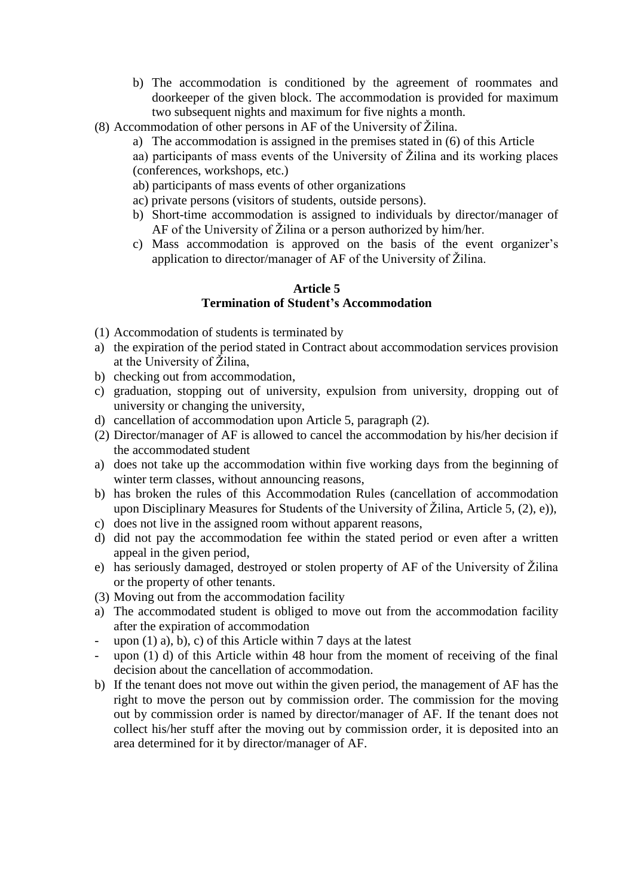b) The accommodation is conditioned by the agreement of roommates and doorkeeper of the given block. The accommodation is provided for maximum two subsequent nights and maximum for five nights a month.

(8) Accommodation of other persons in AF of the University of Žilina.

a) The accommodation is assigned in the premises stated in (6) of this Article

aa) participants of mass events of the University of Žilina and its working places (conferences, workshops, etc.)

ab) participants of mass events of other organizations

ac) private persons (visitors of students, outside persons).

b) Short-time accommodation is assigned to individuals by director/manager of AF of the University of Žilina or a person authorized by him/her.

c) Mass accommodation is approved on the basis of the event organizer's application to director/manager of AF of the University of Žilina.

## Article 5
## Termination of Student's Accommodation

(1) Accommodation of students is terminated by

a) the expiration of the period stated in Contract about accommodation services provision at the University of Žilina,

b) checking out from accommodation,

c) graduation, stopping out of university, expulsion from university, dropping out of university or changing the university,

d) cancellation of accommodation upon Article 5, paragraph (2).

(2) Director/manager of AF is allowed to cancel the accommodation by his/her decision if the accommodated student

a) does not take up the accommodation within five working days from the beginning of winter term classes, without announcing reasons,

b) has broken the rules of this Accommodation Rules (cancellation of accommodation upon Disciplinary Measures for Students of the University of Žilina, Article 5, (2), e)),

c) does not live in the assigned room without apparent reasons,

d) did not pay the accommodation fee within the stated period or even after a written appeal in the given period,

e) has seriously damaged, destroyed or stolen property of AF of the University of Žilina or the property of other tenants.

(3) Moving out from the accommodation facility

a) The accommodated student is obliged to move out from the accommodation facility after the expiration of accommodation

- upon (1) a), b), c) of this Article within 7 days at the latest
- upon (1) d) of this Article within 48 hour from the moment of receiving of the final decision about the cancellation of accommodation.

b) If the tenant does not move out within the given period, the management of AF has the right to move the person out by commission order. The commission for the moving out by commission order is named by director/manager of AF. If the tenant does not collect his/her stuff after the moving out by commission order, it is deposited into an area determined for it by director/manager of AF.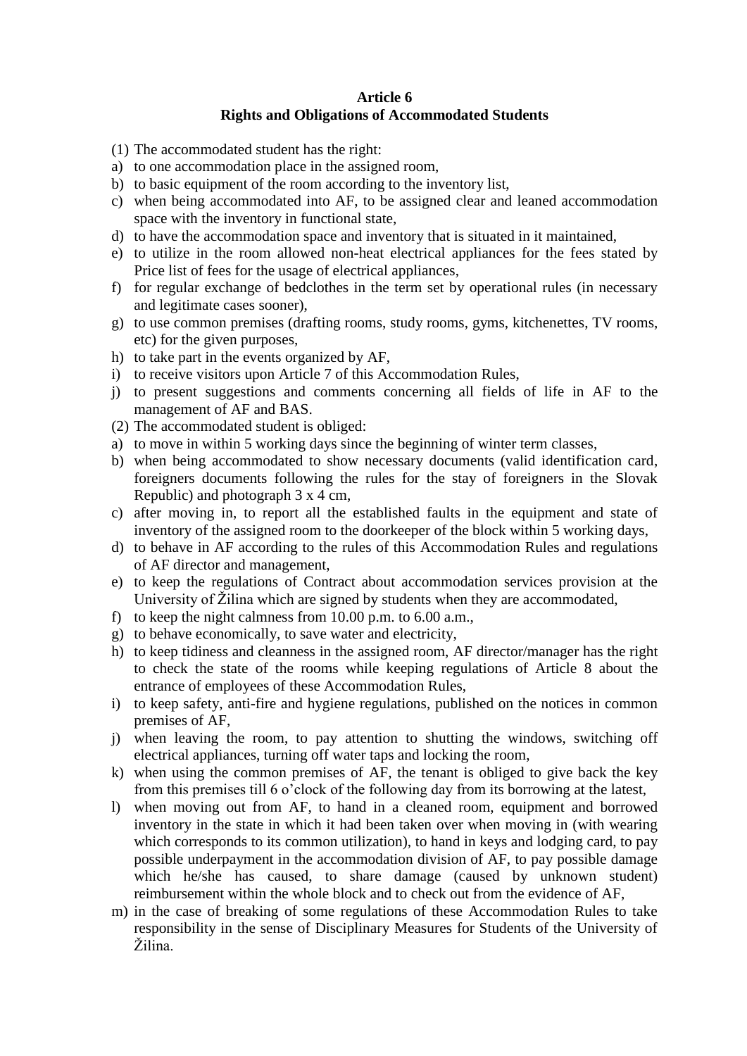**Article 6**
**Rights and Obligations of Accommodated Students**

(1) The accommodated student has the right:

a) to one accommodation place in the assigned room,
b) to basic equipment of the room according to the inventory list,
c) when being accommodated into AF, to be assigned clear and leaned accommodation space with the inventory in functional state,
d) to have the accommodation space and inventory that is situated in it maintained,
e) to utilize in the room allowed non-heat electrical appliances for the fees stated by Price list of fees for the usage of electrical appliances,
f) for regular exchange of bedclothes in the term set by operational rules (in necessary and legitimate cases sooner),
g) to use common premises (drafting rooms, study rooms, gyms, kitchenettes, TV rooms, etc) for the given purposes,
h) to take part in the events organized by AF,
i) to receive visitors upon Article 7 of this Accommodation Rules,
j) to present suggestions and comments concerning all fields of life in AF to the management of AF and BAS.

(2) The accommodated student is obliged:

a) to move in within 5 working days since the beginning of winter term classes,
b) when being accommodated to show necessary documents (valid identification card, foreigners documents following the rules for the stay of foreigners in the Slovak Republic) and photograph 3 x 4 cm,
c) after moving in, to report all the established faults in the equipment and state of inventory of the assigned room to the doorkeeper of the block within 5 working days,
d) to behave in AF according to the rules of this Accommodation Rules and regulations of AF director and management,
e) to keep the regulations of Contract about accommodation services provision at the University of Žilina which are signed by students when they are accommodated,
f) to keep the night calmness from 10.00 p.m. to 6.00 a.m.,
g) to behave economically, to save water and electricity,
h) to keep tidiness and cleanness in the assigned room, AF director/manager has the right to check the state of the rooms while keeping regulations of Article 8 about the entrance of employees of these Accommodation Rules,
i) to keep safety, anti-fire and hygiene regulations, published on the notices in common premises of AF,
j) when leaving the room, to pay attention to shutting the windows, switching off electrical appliances, turning off water taps and locking the room,
k) when using the common premises of AF, the tenant is obliged to give back the key from this premises till 6 o'clock of the following day from its borrowing at the latest,
l) when moving out from AF, to hand in a cleaned room, equipment and borrowed inventory in the state in which it had been taken over when moving in (with wearing which corresponds to its common utilization), to hand in keys and lodging card, to pay possible underpayment in the accommodation division of AF, to pay possible damage which he/she has caused, to share damage (caused by unknown student) reimbursement within the whole block and to check out from the evidence of AF,
m) in the case of breaking of some regulations of these Accommodation Rules to take responsibility in the sense of Disciplinary Measures for Students of the University of Žilina.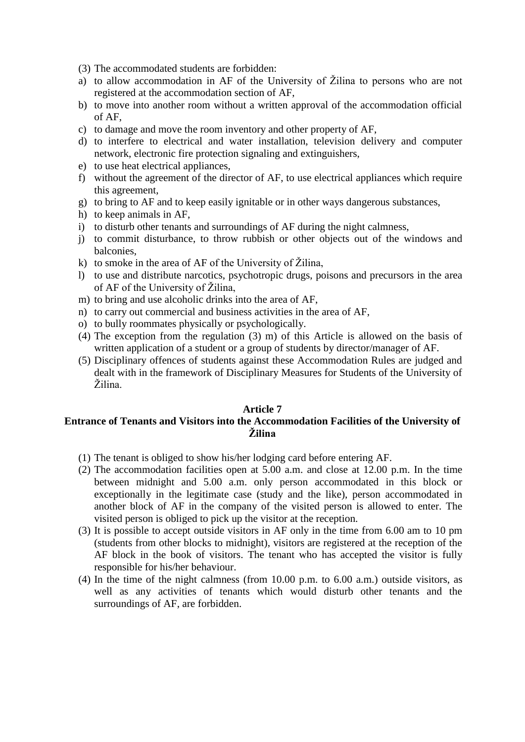(3) The accommodated students are forbidden:

a) to allow accommodation in AF of the University of Žilina to persons who are not registered at the accommodation section of AF,
b) to move into another room without a written approval of the accommodation official of AF,
c) to damage and move the room inventory and other property of AF,
d) to interfere to electrical and water installation, television delivery and computer network, electronic fire protection signaling and extinguishers,
e) to use heat electrical appliances,
f) without the agreement of the director of AF, to use electrical appliances which require this agreement,
g) to bring to AF and to keep easily ignitable or in other ways dangerous substances,
h) to keep animals in AF,
i) to disturb other tenants and surroundings of AF during the night calmness,
j) to commit disturbance, to throw rubbish or other objects out of the windows and balconies,
k) to smoke in the area of AF of the University of Žilina,
l) to use and distribute narcotics, psychotropic drugs, poisons and precursors in the area of AF of the University of Žilina,
m) to bring and use alcoholic drinks into the area of AF,
n) to carry out commercial and business activities in the area of AF,
o) to bully roommates physically or psychologically.

(4) The exception from the regulation (3) m) of this Article is allowed on the basis of written application of a student or a group of students by director/manager of AF.

(5) Disciplinary offences of students against these Accommodation Rules are judged and dealt with in the framework of Disciplinary Measures for Students of the University of Žilina.

## Article 7
## Entrance of Tenants and Visitors into the Accommodation Facilities of the University of Žilina

(1) The tenant is obliged to show his/her lodging card before entering AF.

(2) The accommodation facilities open at 5.00 a.m. and close at 12.00 p.m. In the time between midnight and 5.00 a.m. only person accommodated in this block or exceptionally in the legitimate case (study and the like), person accommodated in another block of AF in the company of the visited person is allowed to enter. The visited person is obliged to pick up the visitor at the reception.

(3) It is possible to accept outside visitors in AF only in the time from 6.00 am to 10 pm (students from other blocks to midnight), visitors are registered at the reception of the AF block in the book of visitors. The tenant who has accepted the visitor is fully responsible for his/her behaviour.

(4) In the time of the night calmness (from 10.00 p.m. to 6.00 a.m.) outside visitors, as well as any activities of tenants which would disturb other tenants and the surroundings of AF, are forbidden.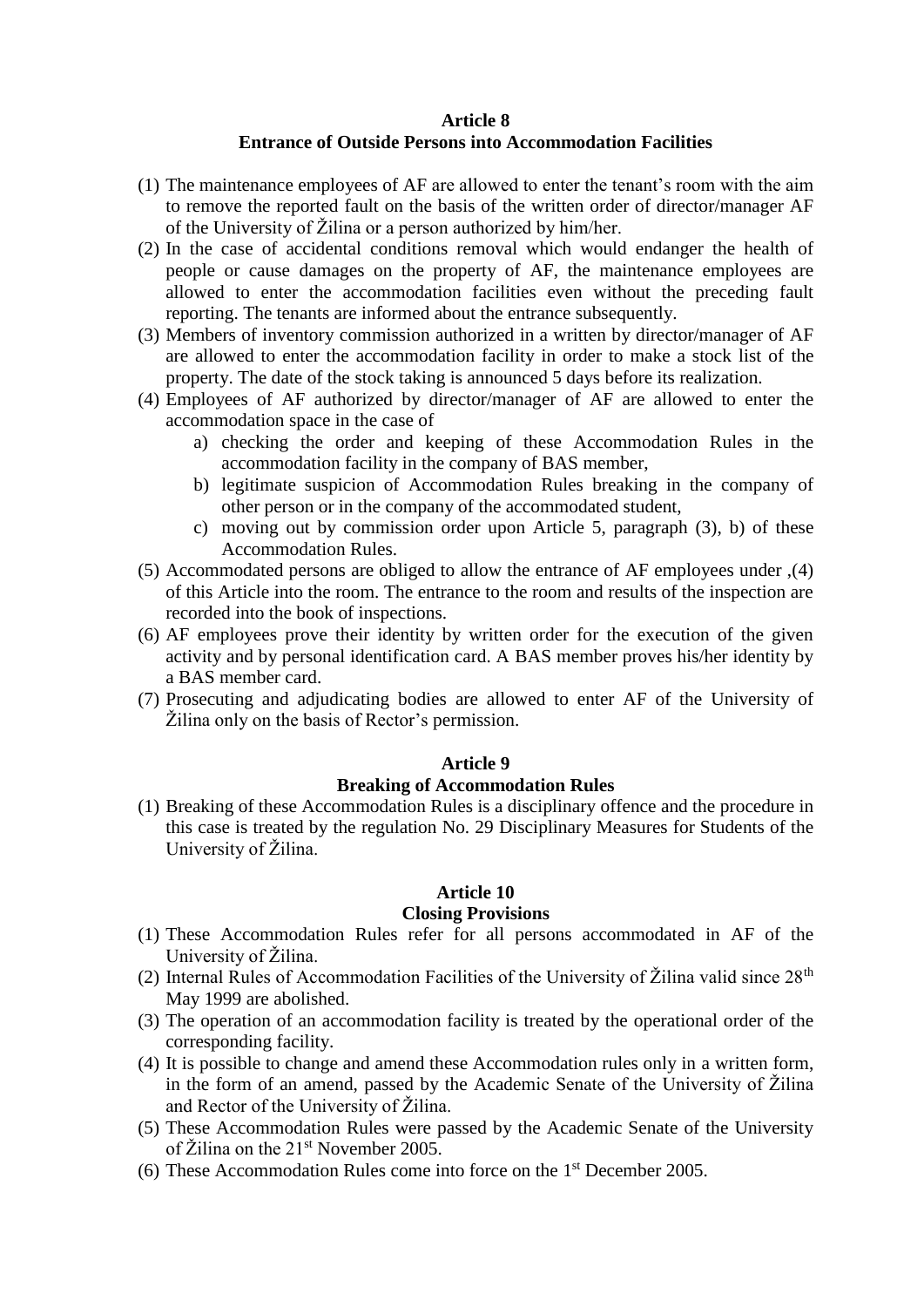### Article 8
### Entrance of Outside Persons into Accommodation Facilities

(1) The maintenance employees of AF are allowed to enter the tenant's room with the aim to remove the reported fault on the basis of the written order of director/manager AF of the University of Žilina or a person authorized by him/her.

(2) In the case of accidental conditions removal which would endanger the health of people or cause damages on the property of AF, the maintenance employees are allowed to enter the accommodation facilities even without the preceding fault reporting. The tenants are informed about the entrance subsequently.

(3) Members of inventory commission authorized in a written by director/manager of AF are allowed to enter the accommodation facility in order to make a stock list of the property. The date of the stock taking is announced 5 days before its realization.

(4) Employees of AF authorized by director/manager of AF are allowed to enter the accommodation space in the case of
   a) checking the order and keeping of these Accommodation Rules in the accommodation facility in the company of BAS member,
   b) legitimate suspicion of Accommodation Rules breaking in the company of other person or in the company of the accommodated student,
   c) moving out by commission order upon Article 5, paragraph (3), b) of these Accommodation Rules.

(5) Accommodated persons are obliged to allow the entrance of AF employees under ,(4) of this Article into the room. The entrance to the room and results of the inspection are recorded into the book of inspections.

(6) AF employees prove their identity by written order for the execution of the given activity and by personal identification card. A BAS member proves his/her identity by a BAS member card.

(7) Prosecuting and adjudicating bodies are allowed to enter AF of the University of Žilina only on the basis of Rector's permission.

### Article 9
### Breaking of Accommodation Rules

(1) Breaking of these Accommodation Rules is a disciplinary offence and the procedure in this case is treated by the regulation No. 29 Disciplinary Measures for Students of the University of Žilina.

### Article 10
### Closing Provisions

(1) These Accommodation Rules refer for all persons accommodated in AF of the University of Žilina.

(2) Internal Rules of Accommodation Facilities of the University of Žilina valid since 28th May 1999 are abolished.

(3) The operation of an accommodation facility is treated by the operational order of the corresponding facility.

(4) It is possible to change and amend these Accommodation rules only in a written form, in the form of an amend, passed by the Academic Senate of the University of Žilina and Rector of the University of Žilina.

(5) These Accommodation Rules were passed by the Academic Senate of the University of Žilina on the 21st November 2005.

(6) These Accommodation Rules come into force on the 1st December 2005.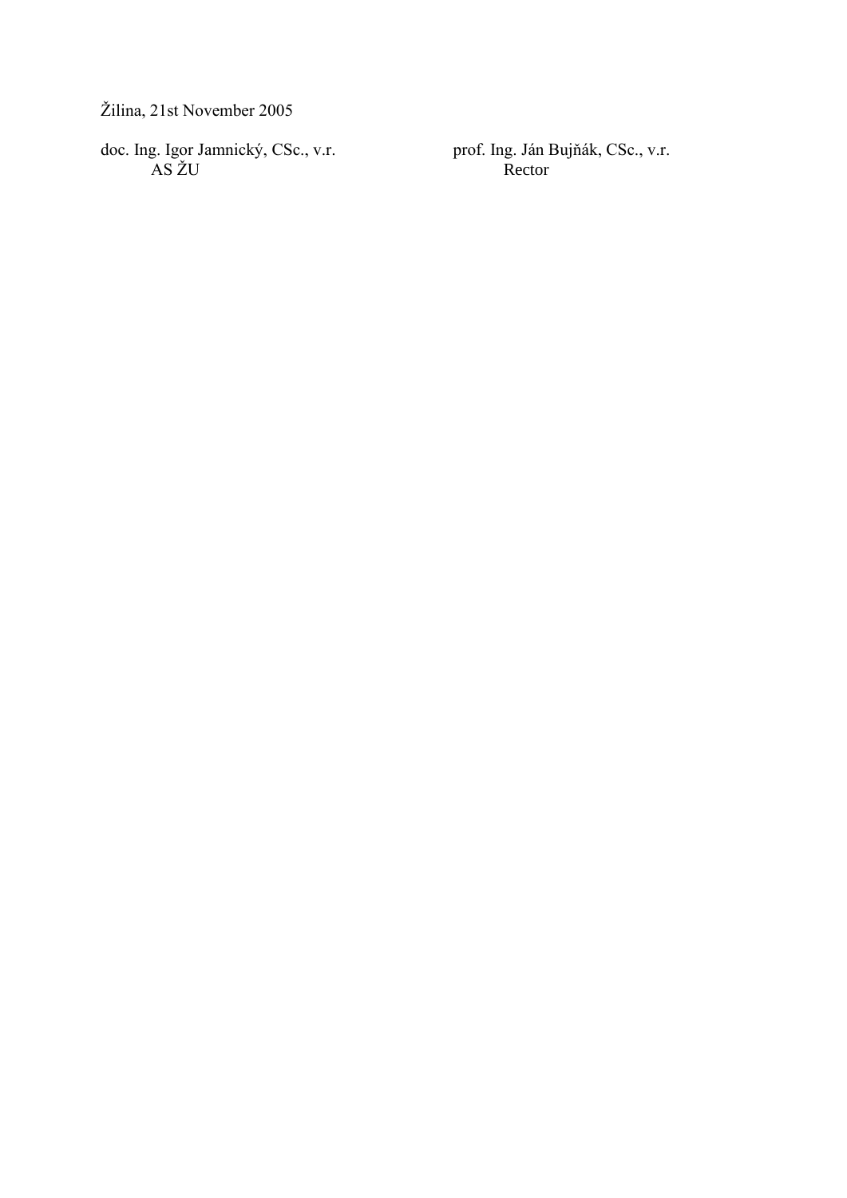Žilina, 21st November 2005

doc. Ing. Igor Jamnický, CSc., v.r.
AS ŽU

prof. Ing. Ján Bujňák, CSc., v.r.
Rector